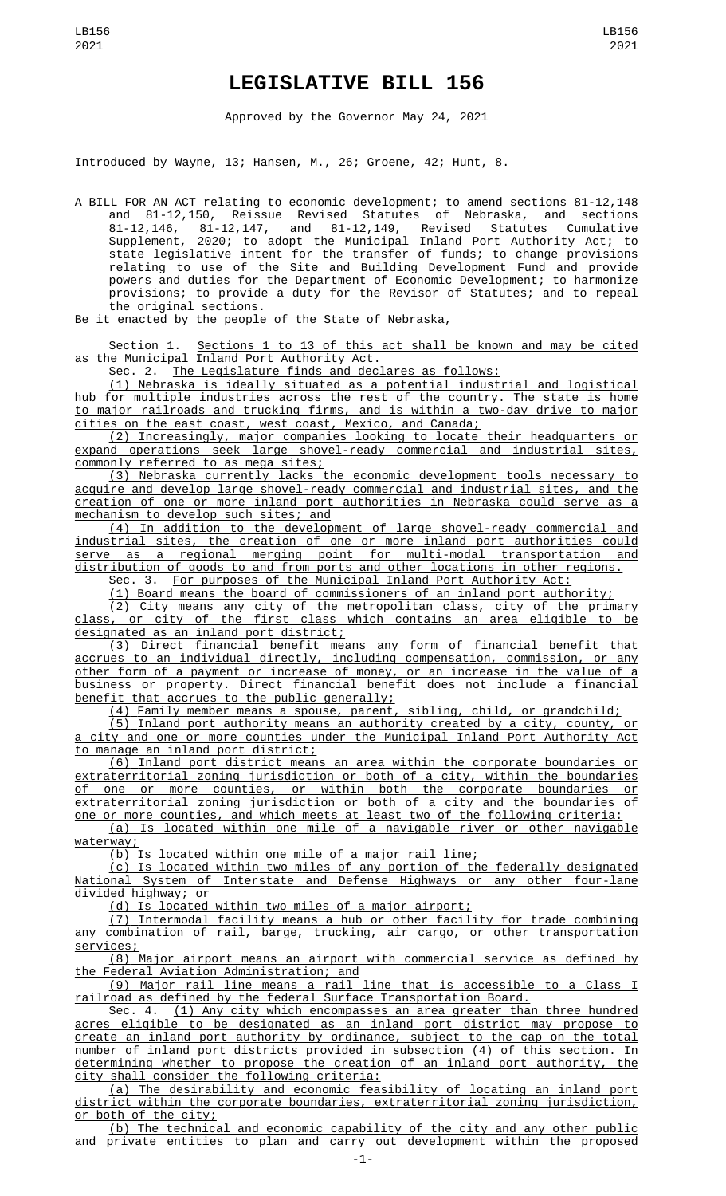# LEGISLATIVE BILL 156

Approved by the Governor May 24, 2021

Introduced by Wayne, 13; Hansen, M., 26; Groene, 42; Hunt, 8.

A BILL FOR AN ACT relating to economic development; to amend sections 81-12,148 and 81-12,150, Reissue Revised Statutes of Nebraska, and sections 81-12,146, 81-12,147, and 81-12,149, Revised Statutes Cumulative Supplement, 2020; to adopt the Municipal Inland Port Authority Act; to state legislative intent for the transfer of funds; to change provisions relating to use of the Site and Building Development Fund and provide powers and duties for the Department of Economic Development; to harmonize provisions; to provide a duty for the Revisor of Statutes; and to repeal the original sections.

Be it enacted by the people of the State of Nebraska,

Section 1. Sections 1 to 13 of this act shall be known and may be cited as the Municipal Inland Port Authority Act.

Sec. 2. The Legislature finds and declares as follows:

(1) Nebraska is ideally situated as a potential industrial and logistical hub for multiple industries across the rest of the country. The state is home to major railroads and trucking firms, and is within a two-day drive to major cities on the east coast, west coast, Mexico, and Canada;

(2) Increasingly, major companies looking to locate their headquarters or expand operations seek large shovel-ready commercial and industrial sites, commonly referred to as mega sites;

(3) Nebraska currently lacks the economic development tools necessary to acquire and develop large shovel-ready commercial and industrial sites, and the creation of one or more inland port authorities in Nebraska could serve as a mechanism to develop such sites; and

(4) In addition to the development of large shovel-ready commercial and industrial sites, the creation of one or more inland port authorities could serve as a regional merging point for multi-modal transportation and distribution of goods to and from ports and other locations in other regions.

Sec. 3. For purposes of the Municipal Inland Port Authority Act:

(1) Board means the board of commissioners of an inland port authority;

(2) City means any city of the metropolitan class, city of the primary class, or city of the first class which contains an area eligible to be designated as an inland port district;

(3) Direct financial benefit means any form of financial benefit that accrues to an individual directly, including compensation, commission, or any other form of a payment or increase of money, or an increase in the value of a business or property. Direct financial benefit does not include a financial benefit that accrues to the public generally;

(4) Family member means a spouse, parent, sibling, child, or grandchild;

(5) Inland port authority means an authority created by a city, county, or a city and one or more counties under the Municipal Inland Port Authority Act to manage an inland port district;

(6) Inland port district means an area within the corporate boundaries or extraterritorial zoning jurisdiction or both of a city, within the boundaries of one or more counties, or within both the corporate boundaries or extraterritorial zoning jurisdiction or both of a city and the boundaries of one or more counties, and which meets at least two of the following criteria:

(a) Is located within one mile of a navigable river or other navigable waterway;

(b) Is located within one mile of a major rail line;

(c) Is located within two miles of any portion of the federally designated National System of Interstate and Defense Highways or any other four-lane divided highway; or

(d) Is located within two miles of a major airport;

(7) Intermodal facility means a hub or other facility for trade combining any combination of rail, barge, trucking, air cargo, or other transportation services;

(8) Major airport means an airport with commercial service as defined by the Federal Aviation Administration; and

(9) Major rail line means a rail line that is accessible to a Class I railroad as defined by the federal Surface Transportation Board.

Sec. 4. (1) Any city which encompasses an area greater than three hundred acres eligible to be designated as an inland port district may propose to create an inland port authority by ordinance, subject to the cap on the total number of inland port districts provided in subsection (4) of this section. In determining whether to propose the creation of an inland port authority, the city shall consider the following criteria:

(a) The desirability and economic feasibility of locating an inland port district within the corporate boundaries, extraterritorial zoning jurisdiction, or both of the city;

(b) The technical and economic capability of the city and any other public and private entities to plan and carry out development within the proposed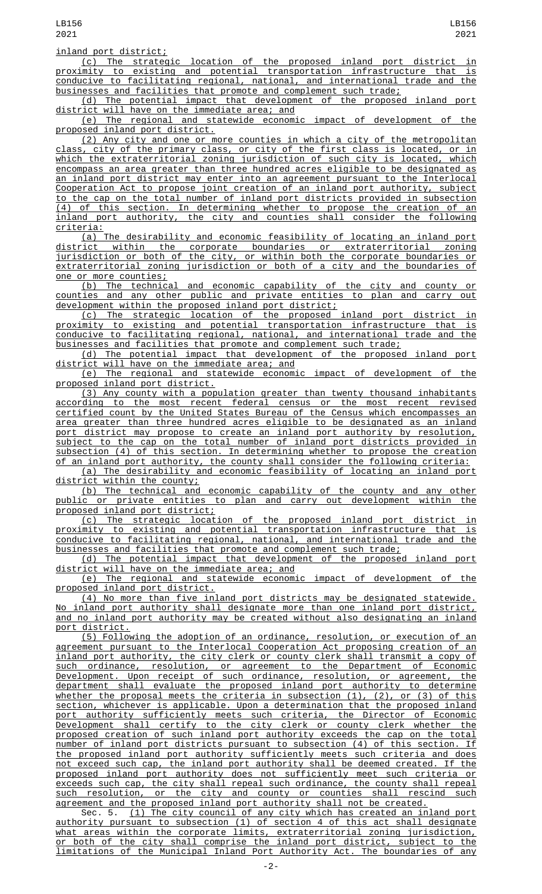inland port district;

(c) The strategic location of the proposed inland port district in proximity to existing and potential transportation infrastructure that is conducive to facilitating regional, national, and international trade and the businesses and facilities that promote and complement such trade;

(d) The potential impact that development of the proposed inland port district will have on the immediate area; and

(e) The regional and statewide economic impact of development of the proposed inland port district.

(2) Any city and one or more counties in which a city of the metropolitan class, city of the primary class, or city of the first class is located, or in which the extraterritorial zoning jurisdiction of such city is located, which encompass an area greater than three hundred acres eligible to be designated as an inland port district may enter into an agreement pursuant to the Interlocal Cooperation Act to propose joint creation of an inland port authority, subject to the cap on the total number of inland port districts provided in subsection (4) of this section. In determining whether to propose the creation of an inland port authority, the city and counties shall consider the following criteria:

(a) The desirability and economic feasibility of locating an inland port district within the corporate boundaries or extraterritorial zoning jurisdiction or both of the city, or within both the corporate boundaries or extraterritorial zoning jurisdiction or both of a city and the boundaries of one or more counties;

(b) The technical and economic capability of the city and county or counties and any other public and private entities to plan and carry out development within the proposed inland port district;

(c) The strategic location of the proposed inland port district in proximity to existing and potential transportation infrastructure that is conducive to facilitating regional, national, and international trade and the businesses and facilities that promote and complement such trade;

(d) The potential impact that development of the proposed inland port district will have on the immediate area; and

(e) The regional and statewide economic impact of development of the proposed inland port district.

(3) Any county with a population greater than twenty thousand inhabitants according to the most recent federal census or the most recent revised certified count by the United States Bureau of the Census which encompasses an area greater than three hundred acres eligible to be designated as an inland port district may propose to create an inland port authority by resolution, subject to the cap on the total number of inland port districts provided in subsection (4) of this section. In determining whether to propose the creation of an inland port authority, the county shall consider the following criteria:

(a) The desirability and economic feasibility of locating an inland port district within the county;

(b) The technical and economic capability of the county and any other public or private entities to plan and carry out development within the proposed inland port district;

(c) The strategic location of the proposed inland port district in proximity to existing and potential transportation infrastructure that is conducive to facilitating regional, national, and international trade and the businesses and facilities that promote and complement such trade;

(d) The potential impact that development of the proposed inland port district will have on the immediate area; and

(e) The regional and statewide economic impact of development of the proposed inland port district.

(4) No more than five inland port districts may be designated statewide. No inland port authority shall designate more than one inland port district, and no inland port authority may be created without also designating an inland port district.

(5) Following the adoption of an ordinance, resolution, or execution of an agreement pursuant to the Interlocal Cooperation Act proposing creation of an inland port authority, the city clerk or county clerk shall transmit a copy of such ordinance, resolution, or agreement to the Department of Economic Development. Upon receipt of such ordinance, resolution, or agreement, the department shall evaluate the proposed inland port authority to determine whether the proposal meets the criteria in subsection (1), (2), or (3) of this section, whichever is applicable. Upon a determination that the proposed inland port authority sufficiently meets such criteria, the Director of Economic Development shall certify to the city clerk or county clerk whether the proposed creation of such inland port authority exceeds the cap on the total number of inland port districts pursuant to subsection (4) of this section. If the proposed inland port authority sufficiently meets such criteria and does not exceed such cap, the inland port authority shall be deemed created. If the proposed inland port authority does not sufficiently meet such criteria or exceeds such cap, the city shall repeal such ordinance, the county shall repeal such resolution, or the city and county or counties shall rescind such agreement and the proposed inland port authority shall not be created.

Sec. 5. (1) The city council of any city which has created an inland port authority pursuant to subsection (1) of section 4 of this act shall designate what areas within the corporate limits, extraterritorial zoning jurisdiction, or both of the city shall comprise the inland port district, subject to the limitations of the Municipal Inland Port Authority Act. The boundaries of any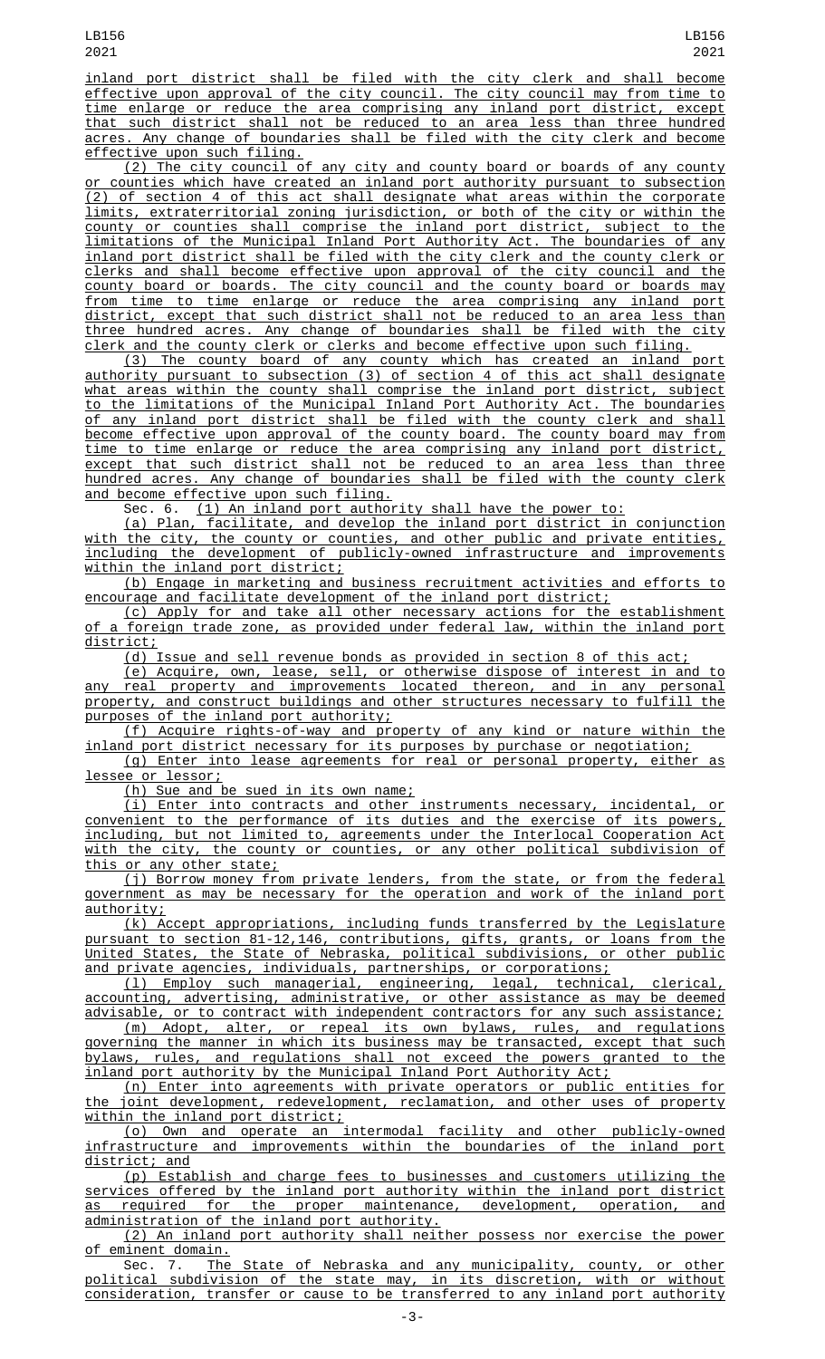inland port district shall be filed with the city clerk and shall become effective upon approval of the city council. The city council may from time to time enlarge or reduce the area comprising any inland port district, except that such district shall not be reduced to an area less than three hundred acres. Any change of boundaries shall be filed with the city clerk and become effective upon such filing.

(2) The city council of any city and county board or boards of any county or counties which have created an inland port authority pursuant to subsection (2) of section 4 of this act shall designate what areas within the corporate limits, extraterritorial zoning jurisdiction, or both of the city or within the county or counties shall comprise the inland port district, subject to the limitations of the Municipal Inland Port Authority Act. The boundaries of any inland port district shall be filed with the city clerk and the county clerk or clerks and shall become effective upon approval of the city council and the county board or boards. The city council and the county board or boards may from time to time enlarge or reduce the area comprising any inland port district, except that such district shall not be reduced to an area less than three hundred acres. Any change of boundaries shall be filed with the city clerk and the county clerk or clerks and become effective upon such filing.

(3) The county board of any county which has created an inland port authority pursuant to subsection (3) of section 4 of this act shall designate what areas within the county shall comprise the inland port district, subject to the limitations of the Municipal Inland Port Authority Act. The boundaries of any inland port district shall be filed with the county clerk and shall become effective upon approval of the county board. The county board may from time to time enlarge or reduce the area comprising any inland port district, except that such district shall not be reduced to an area less than three hundred acres. Any change of boundaries shall be filed with the county clerk and become effective upon such filing.

Sec. 6. (1) An inland port authority shall have the power to:

(a) Plan, facilitate, and develop the inland port district in conjunction with the city, the county or counties, and other public and private entities, including the development of publicly-owned infrastructure and improvements within the inland port district;

(b) Engage in marketing and business recruitment activities and efforts to encourage and facilitate development of the inland port district;

(c) Apply for and take all other necessary actions for the establishment of a foreign trade zone, as provided under federal law, within the inland port district;

(d) Issue and sell revenue bonds as provided in section 8 of this act;

(e) Acquire, own, lease, sell, or otherwise dispose of interest in and to any real property and improvements located thereon, and in any personal property, and construct buildings and other structures necessary to fulfill the purposes of the inland port authority;

(f) Acquire rights-of-way and property of any kind or nature within the inland port district necessary for its purposes by purchase or negotiation;

(g) Enter into lease agreements for real or personal property, either as lessee or lessor;

(h) Sue and be sued in its own name;

(i) Enter into contracts and other instruments necessary, incidental, or convenient to the performance of its duties and the exercise of its powers, including, but not limited to, agreements under the Interlocal Cooperation Act with the city, the county or counties, or any other political subdivision of this or any other state;

(j) Borrow money from private lenders, from the state, or from the federal government as may be necessary for the operation and work of the inland port authority;

(k) Accept appropriations, including funds transferred by the Legislature pursuant to section 81-12,146, contributions, gifts, grants, or loans from the United States, the State of Nebraska, political subdivisions, or other public and private agencies, individuals, partnerships, or corporations;

(l) Employ such managerial, engineering, legal, technical, clerical, accounting, advertising, administrative, or other assistance as may be deemed advisable, or to contract with independent contractors for any such assistance;

(m) Adopt, alter, or repeal its own bylaws, rules, and regulations governing the manner in which its business may be transacted, except that such bylaws, rules, and regulations shall not exceed the powers granted to the inland port authority by the Municipal Inland Port Authority Act;

(n) Enter into agreements with private operators or public entities for the joint development, redevelopment, reclamation, and other uses of property within the inland port district;

(o) Own and operate an intermodal facility and other publicly-owned infrastructure and improvements within the boundaries of the inland port district; and

(p) Establish and charge fees to businesses and customers utilizing the services offered by the inland port authority within the inland port district as required for the proper maintenance, development, operation, and administration of the inland port authority.

(2) An inland port authority shall neither possess nor exercise the power of eminent domain.

Sec. 7. The State of Nebraska and any municipality, county, or other political subdivision of the state may, in its discretion, with or without consideration, transfer or cause to be transferred to any inland port authority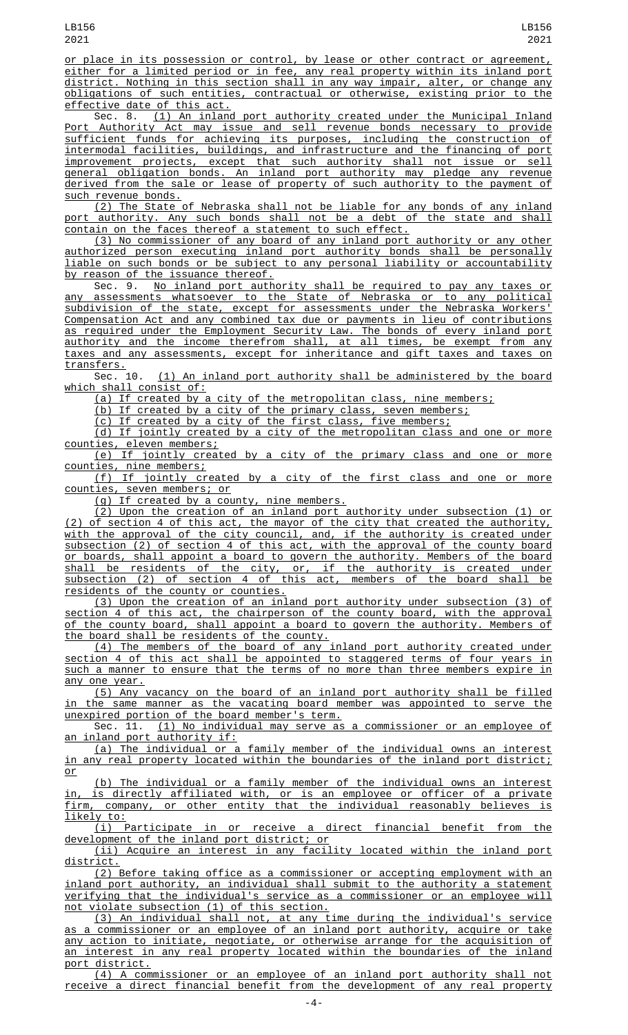or place in its possession or control, by lease or other contract or agreement, either for a limited period or in fee, any real property within its inland port district. Nothing in this section shall in any way impair, alter, or change any obligations of such entities, contractual or otherwise, existing prior to the effective date of this act.

Sec. 8. (1) An inland port authority created under the Municipal Inland Port Authority Act may issue and sell revenue bonds necessary to provide sufficient funds for achieving its purposes, including the construction of intermodal facilities, buildings, and infrastructure and the financing of port improvement projects, except that such authority shall not issue or sell general obligation bonds. An inland port authority may pledge any revenue derived from the sale or lease of property of such authority to the payment of such revenue bonds.

(2) The State of Nebraska shall not be liable for any bonds of any inland port authority. Any such bonds shall not be a debt of the state and shall contain on the faces thereof a statement to such effect.

(3) No commissioner of any board of any inland port authority or any other authorized person executing inland port authority bonds shall be personally liable on such bonds or be subject to any personal liability or accountability by reason of the issuance thereof.

Sec. 9. No inland port authority shall be required to pay any taxes or any assessments whatsoever to the State of Nebraska or to any political subdivision of the state, except for assessments under the Nebraska Workers' Compensation Act and any combined tax due or payments in lieu of contributions as required under the Employment Security Law. The bonds of every inland port authority and the income therefrom shall, at all times, be exempt from any taxes and any assessments, except for inheritance and gift taxes and taxes on transfers.

Sec. 10. (1) An inland port authority shall be administered by the board which shall consist of:

(a) If created by a city of the metropolitan class, nine members;

(b) If created by a city of the primary class, seven members;

(c) If created by a city of the first class, five members;

(d) If jointly created by a city of the metropolitan class and one or more counties, eleven members;

(e) If jointly created by a city of the primary class and one or more counties, nine members;

(f) If jointly created by a city of the first class and one or more counties, seven members; or

(g) If created by a county, nine members.

(2) Upon the creation of an inland port authority under subsection (1) or (2) of section 4 of this act, the mayor of the city that created the authority, with the approval of the city council, and, if the authority is created under subsection (2) of section 4 of this act, with the approval of the county board or boards, shall appoint a board to govern the authority. Members of the board shall be residents of the city, or, if the authority is created under subsection (2) of section 4 of this act, members of the board shall be residents of the county or counties.

(3) Upon the creation of an inland port authority under subsection (3) of section 4 of this act, the chairperson of the county board, with the approval of the county board, shall appoint a board to govern the authority. Members of the board shall be residents of the county.

(4) The members of the board of any inland port authority created under section 4 of this act shall be appointed to staggered terms of four years in such a manner to ensure that the terms of no more than three members expire in any one year.

(5) Any vacancy on the board of an inland port authority shall be filled in the same manner as the vacating board member was appointed to serve the unexpired portion of the board member's term.

Sec. 11. (1) No individual may serve as a commissioner or an employee of an inland port authority if:

(a) The individual or a family member of the individual owns an interest in any real property located within the boundaries of the inland port district; or

(b) The individual or a family member of the individual owns an interest in, is directly affiliated with, or is an employee or officer of a private firm, company, or other entity that the individual reasonably believes is likely to:

(i) Participate in or receive a direct financial benefit from the development of the inland port district; or

(ii) Acquire an interest in any facility located within the inland port district.

(2) Before taking office as a commissioner or accepting employment with an inland port authority, an individual shall submit to the authority a statement verifying that the individual's service as a commissioner or an employee will not violate subsection (1) of this section.

(3) An individual shall not, at any time during the individual's service as a commissioner or an employee of an inland port authority, acquire or take any action to initiate, negotiate, or otherwise arrange for the acquisition of an interest in any real property located within the boundaries of the inland port district.

(4) A commissioner or an employee of an inland port authority shall not receive a direct financial benefit from the development of any real property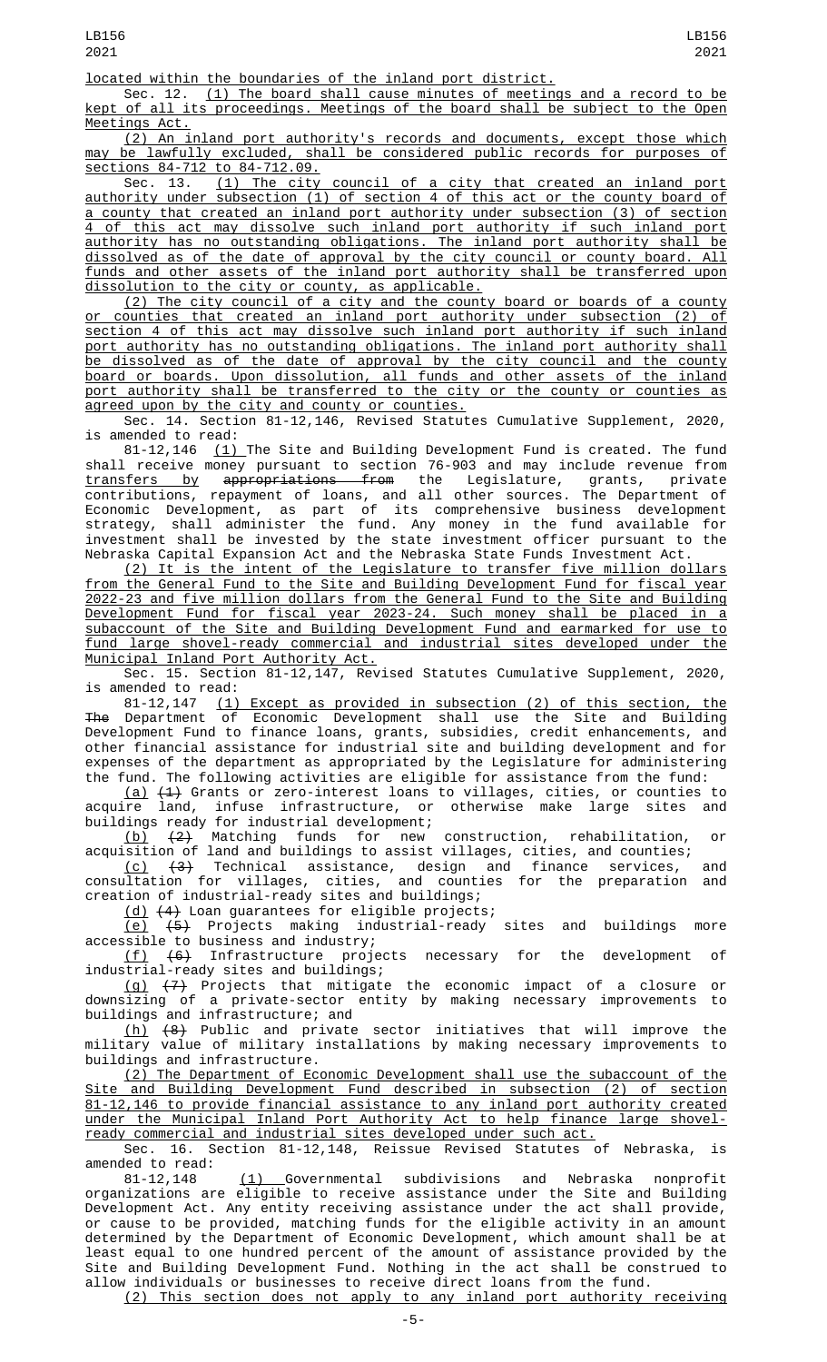located within the boundaries of the inland port district.

Sec. 12. (1) The board shall cause minutes of meetings and a record to be kept of all its proceedings. Meetings of the board shall be subject to the Open Meetings Act.

(2) An inland port authority's records and documents, except those which may be lawfully excluded, shall be considered public records for purposes of sections 84-712 to 84-712.09.

Sec. 13. (1) The city council of a city that created an inland port authority under subsection (1) of section 4 of this act or the county board of a county that created an inland port authority under subsection (3) of section 4 of this act may dissolve such inland port authority if such inland port authority has no outstanding obligations. The inland port authority shall be dissolved as of the date of approval by the city council or county board. All funds and other assets of the inland port authority shall be transferred upon dissolution to the city or county, as applicable.

(2) The city council of a city and the county board or boards of a county or counties that created an inland port authority under subsection (2) of section 4 of this act may dissolve such inland port authority if such inland port authority has no outstanding obligations. The inland port authority shall be dissolved as of the date of approval by the city council and the county board or boards. Upon dissolution, all funds and other assets of the inland port authority shall be transferred to the city or the county or counties as agreed upon by the city and county or counties.

Sec. 14. Section 81-12,146, Revised Statutes Cumulative Supplement, 2020, is amended to read:

81-12,146 (1) The Site and Building Development Fund is created. The fund shall receive money pursuant to section 76-903 and may include revenue from transfers by ~~appropriations from~~ the Legislature, grants, private contributions, repayment of loans, and all other sources. The Department of Economic Development, as part of its comprehensive business development strategy, shall administer the fund. Any money in the fund available for investment shall be invested by the state investment officer pursuant to the Nebraska Capital Expansion Act and the Nebraska State Funds Investment Act.

(2) It is the intent of the Legislature to transfer five million dollars from the General Fund to the Site and Building Development Fund for fiscal year 2022-23 and five million dollars from the General Fund to the Site and Building Development Fund for fiscal year 2023-24. Such money shall be placed in a subaccount of the Site and Building Development Fund and earmarked for use to fund large shovel-ready commercial and industrial sites developed under the Municipal Inland Port Authority Act.

Sec. 15. Section 81-12,147, Revised Statutes Cumulative Supplement, 2020, is amended to read:

81-12,147 (1) Except as provided in subsection (2) of this section, the ~~The~~ Department of Economic Development shall use the Site and Building Development Fund to finance loans, grants, subsidies, credit enhancements, and other financial assistance for industrial site and building development and for expenses of the department as appropriated by the Legislature for administering the fund. The following activities are eligible for assistance from the fund:

(a) ~~(1)~~ Grants or zero-interest loans to villages, cities, or counties to acquire land, infuse infrastructure, or otherwise make large sites and buildings ready for industrial development;

(b) ~~(2)~~ Matching funds for new construction, rehabilitation, or acquisition of land and buildings to assist villages, cities, and counties;

(c) ~~(3)~~ Technical assistance, design and finance services, and consultation for villages, cities, and counties for the preparation and creation of industrial-ready sites and buildings;

(d) ~~(4)~~ Loan guarantees for eligible projects;

(e) ~~(5)~~ Projects making industrial-ready sites and buildings more accessible to business and industry;

(f) ~~(6)~~ Infrastructure projects necessary for the development of industrial-ready sites and buildings;

(g) ~~(7)~~ Projects that mitigate the economic impact of a closure or downsizing of a private-sector entity by making necessary improvements to buildings and infrastructure; and

(h) ~~(8)~~ Public and private sector initiatives that will improve the military value of military installations by making necessary improvements to buildings and infrastructure.

(2) The Department of Economic Development shall use the subaccount of the Site and Building Development Fund described in subsection (2) of section 81-12,146 to provide financial assistance to any inland port authority created under the Municipal Inland Port Authority Act to help finance large shovel-ready commercial and industrial sites developed under such act.

Sec. 16. Section 81-12,148, Reissue Revised Statutes of Nebraska, is amended to read:

81-12,148 (1) Governmental subdivisions and Nebraska nonprofit organizations are eligible to receive assistance under the Site and Building Development Act. Any entity receiving assistance under the act shall provide, or cause to be provided, matching funds for the eligible activity in an amount determined by the Department of Economic Development, which amount shall be at least equal to one hundred percent of the amount of assistance provided by the Site and Building Development Fund. Nothing in the act shall be construed to allow individuals or businesses to receive direct loans from the fund.

(2) This section does not apply to any inland port authority receiving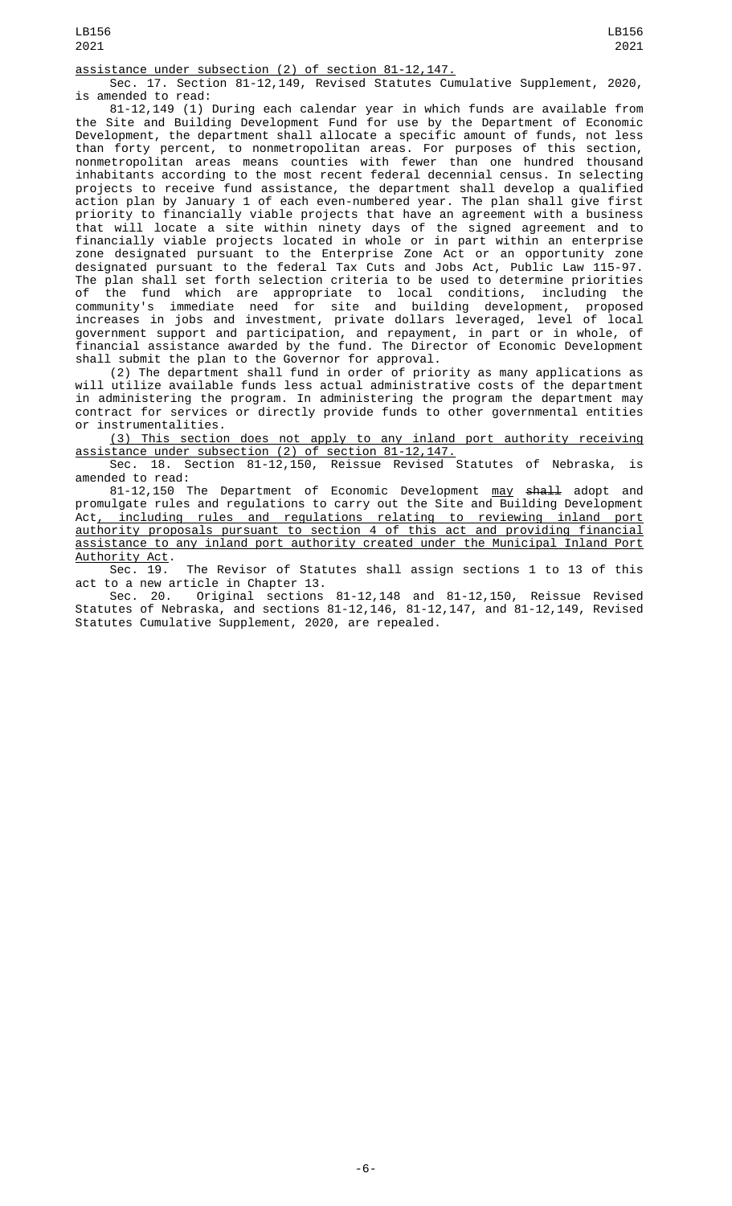assistance under subsection (2) of section 81-12,147.

Sec. 17. Section 81-12,149, Revised Statutes Cumulative Supplement, 2020, is amended to read:

81-12,149 (1) During each calendar year in which funds are available from the Site and Building Development Fund for use by the Department of Economic Development, the department shall allocate a specific amount of funds, not less than forty percent, to nonmetropolitan areas. For purposes of this section, nonmetropolitan areas means counties with fewer than one hundred thousand inhabitants according to the most recent federal decennial census. In selecting projects to receive fund assistance, the department shall develop a qualified action plan by January 1 of each even-numbered year. The plan shall give first priority to financially viable projects that have an agreement with a business that will locate a site within ninety days of the signed agreement and to financially viable projects located in whole or in part within an enterprise zone designated pursuant to the Enterprise Zone Act or an opportunity zone designated pursuant to the federal Tax Cuts and Jobs Act, Public Law 115-97. The plan shall set forth selection criteria to be used to determine priorities of the fund which are appropriate to local conditions, including the community's immediate need for site and building development, proposed increases in jobs and investment, private dollars leveraged, level of local government support and participation, and repayment, in part or in whole, of financial assistance awarded by the fund. The Director of Economic Development shall submit the plan to the Governor for approval.

(2) The department shall fund in order of priority as many applications as will utilize available funds less actual administrative costs of the department in administering the program. In administering the program the department may contract for services or directly provide funds to other governmental entities or instrumentalities.

(3) This section does not apply to any inland port authority receiving assistance under subsection (2) of section 81-12,147.

Sec. 18. Section 81-12,150, Reissue Revised Statutes of Nebraska, is amended to read:

81-12,150 The Department of Economic Development may ~~shall~~ adopt and promulgate rules and regulations to carry out the Site and Building Development Act, including rules and regulations relating to reviewing inland port authority proposals pursuant to section 4 of this act and providing financial assistance to any inland port authority created under the Municipal Inland Port Authority Act.

Sec. 19. The Revisor of Statutes shall assign sections 1 to 13 of this act to a new article in Chapter 13.

Sec. 20. Original sections 81-12,148 and 81-12,150, Reissue Revised Statutes of Nebraska, and sections 81-12,146, 81-12,147, and 81-12,149, Revised Statutes Cumulative Supplement, 2020, are repealed.